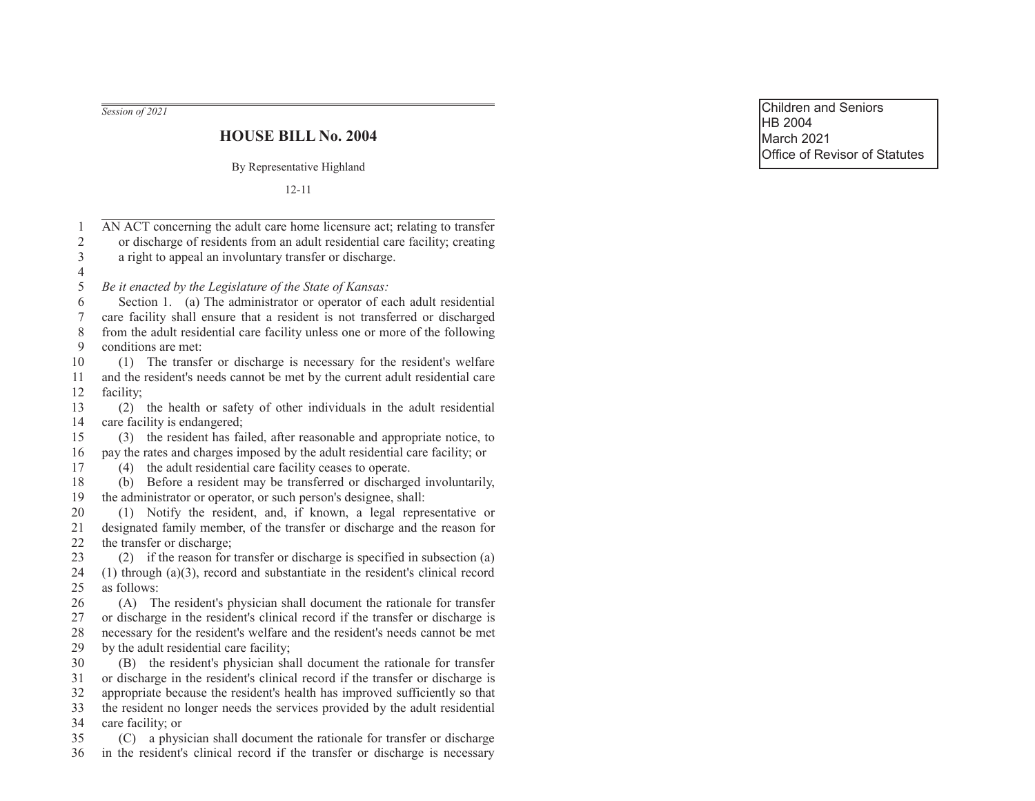Children and Seniors
HB 2004
March 2021
Office of Revisor of Statutes

*Session of 2021*

# HOUSE BILL No. 2004

By Representative Highland

12-11

AN ACT concerning the adult care home licensure act; relating to transfer or discharge of residents from an adult residential care facility; creating a right to appeal an involuntary transfer or discharge.

*Be it enacted by the Legislature of the State of Kansas:*

Section 1. (a) The administrator or operator of each adult residential care facility shall ensure that a resident is not transferred or discharged from the adult residential care facility unless one or more of the following conditions are met:

(1) The transfer or discharge is necessary for the resident's welfare and the resident's needs cannot be met by the current adult residential care facility;

(2) the health or safety of other individuals in the adult residential care facility is endangered;

(3) the resident has failed, after reasonable and appropriate notice, to pay the rates and charges imposed by the adult residential care facility; or

(4) the adult residential care facility ceases to operate.

(b) Before a resident may be transferred or discharged involuntarily, the administrator or operator, or such person's designee, shall:

(1) Notify the resident, and, if known, a legal representative or designated family member, of the transfer or discharge and the reason for the transfer or discharge;

(2) if the reason for transfer or discharge is specified in subsection (a)(1) through (a)(3), record and substantiate in the resident's clinical record as follows:

(A) The resident's physician shall document the rationale for transfer or discharge in the resident's clinical record if the transfer or discharge is necessary for the resident's welfare and the resident's needs cannot be met by the adult residential care facility;

(B) the resident's physician shall document the rationale for transfer or discharge in the resident's clinical record if the transfer or discharge is appropriate because the resident's health has improved sufficiently so that the resident no longer needs the services provided by the adult residential care facility; or

(C) a physician shall document the rationale for transfer or discharge in the resident's clinical record if the transfer or discharge is necessary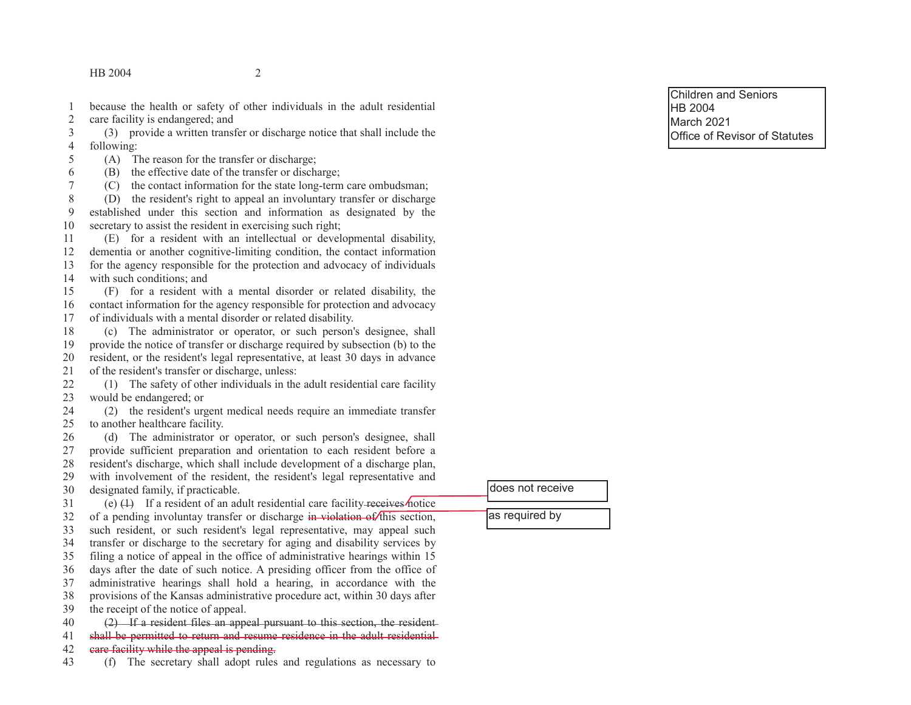Children and Seniors
HB 2004
March 2021
Office of Revisor of Statutes

because the health or safety of other individuals in the adult residential care facility is endangered; and

(3) provide a written transfer or discharge notice that shall include the following:

(A) The reason for the transfer or discharge;

(B) the effective date of the transfer or discharge;

(C) the contact information for the state long-term care ombudsman;

(D) the resident's right to appeal an involuntary transfer or discharge established under this section and information as designated by the secretary to assist the resident in exercising such right;

(E) for a resident with an intellectual or developmental disability, dementia or another cognitive-limiting condition, the contact information for the agency responsible for the protection and advocacy of individuals with such conditions; and

(F) for a resident with a mental disorder or related disability, the contact information for the agency responsible for protection and advocacy of individuals with a mental disorder or related disability.

(c) The administrator or operator, or such person's designee, shall provide the notice of transfer or discharge required by subsection (b) to the resident, or the resident's legal representative, at least 30 days in advance of the resident's transfer or discharge, unless:

(1) The safety of other individuals in the adult residential care facility would be endangered; or

(2) the resident's urgent medical needs require an immediate transfer to another healthcare facility.

(d) The administrator or operator, or such person's designee, shall provide sufficient preparation and orientation to each resident before a resident's discharge, which shall include development of a discharge plan, with involvement of the resident, the resident's legal representative and designated family, if practicable.

(e) ~~(1)~~ If a resident of an adult residential care facility ~~receives~~ [does not receive] notice of a pending involuntay transfer or discharge ~~in violation of~~ [as required by] this section, such resident, or such resident's legal representative, may appeal such transfer or discharge to the secretary for aging and disability services by filing a notice of appeal in the office of administrative hearings within 15 days after the date of such notice. A presiding officer from the office of administrative hearings shall hold a hearing, in accordance with the provisions of the Kansas administrative procedure act, within 30 days after the receipt of the notice of appeal.

~~(2) If a resident files an appeal pursuant to this section, the resident shall be permitted to return and resume residence in the adult residential care facility while the appeal is pending.~~

(f) The secretary shall adopt rules and regulations as necessary to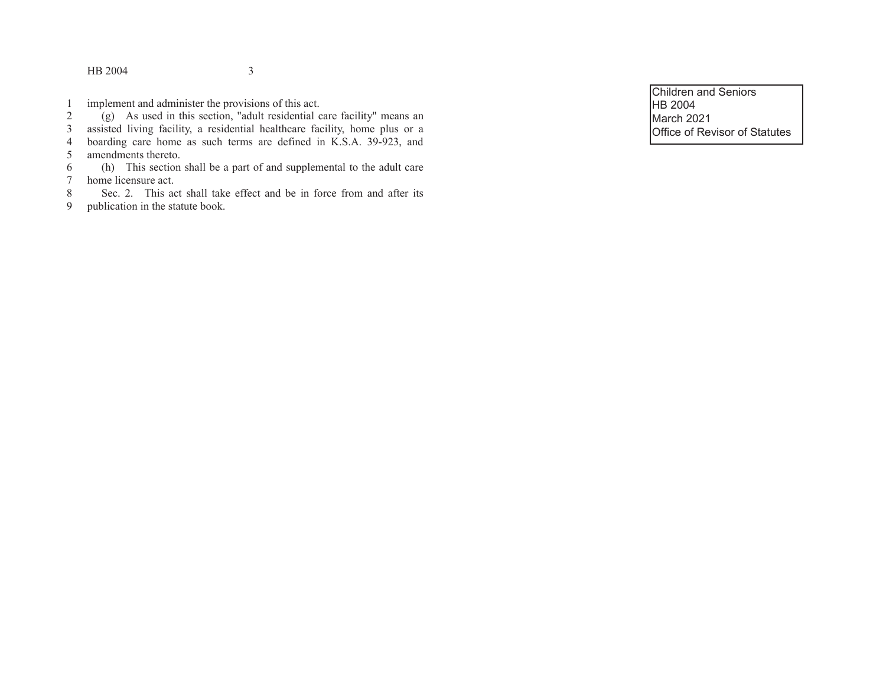implement and administer the provisions of this act.

(g) As used in this section, "adult residential care facility" means an assisted living facility, a residential healthcare facility, home plus or a boarding care home as such terms are defined in K.S.A. 39-923, and amendments thereto.

(h) This section shall be a part of and supplemental to the adult care home licensure act.

Sec. 2. This act shall take effect and be in force from and after its publication in the statute book.

Children and Seniors
HB 2004
March 2021
Office of Revisor of Statutes